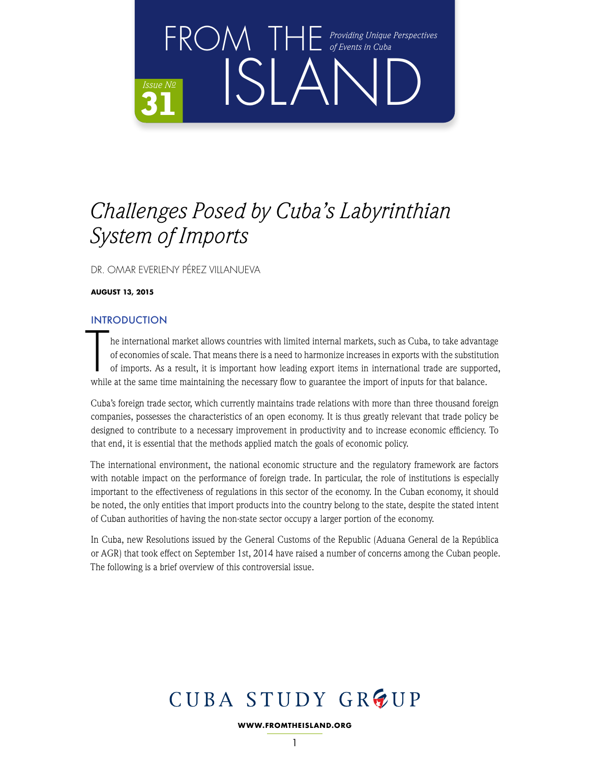# FROM THE ISLAND

*Providing Unique Perspectives of Events in Cuba*

Issue № 31

# *Challenges Posed by Cuba's Labyrinthian System of Imports*

DR. OMAR EVERLENY PÉREZ VILLANUEVA

**AUGUST 13, 2015**

## INTRODUCTION

The international market allows countries with limited internal markets, such as Cuba, to take advantage of economies of scale. That means there is a need to harmonize increases in exports with the substitution of imports. As a result, it is important how leading export items in international trade are supported, while at the same time maintaining the necessary flow to guarantee the import of inputs for that balance.

Cuba's foreign trade sector, which currently maintains trade relations with more than three thousand foreign companies, possesses the characteristics of an open economy. It is thus greatly relevant that trade policy be designed to contribute to a necessary improvement in productivity and to increase economic efficiency. To that end, it is essential that the methods applied match the goals of economic policy.

The international environment, the national economic structure and the regulatory framework are factors with notable impact on the performance of foreign trade. In particular, the role of institutions is especially important to the effectiveness of regulations in this sector of the economy. In the Cuban economy, it should be noted, the only entities that import products into the country belong to the state, despite the stated intent of Cuban authorities of having the non-state sector occupy a larger portion of the economy.

In Cuba, new Resolutions issued by the General Customs of the Republic (Aduana General de la República or AGR) that took effect on September 1st, 2014 have raised a number of concerns among the Cuban people. The following is a brief overview of this controversial issue.

CUBA STUDY GROUP

**WWW.FROMTHEISLAND.ORG**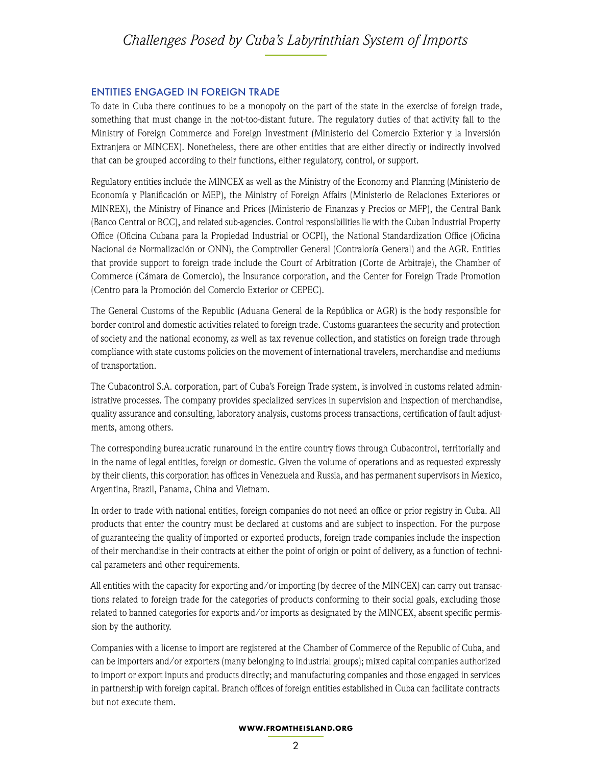## ENTITIES ENGAGED IN FOREIGN TRADE

To date in Cuba there continues to be a monopoly on the part of the state in the exercise of foreign trade, something that must change in the not-too-distant future. The regulatory duties of that activity fall to the Ministry of Foreign Commerce and Foreign Investment (Ministerio del Comercio Exterior y la Inversión Extranjera or MINCEX). Nonetheless, there are other entities that are either directly or indirectly involved that can be grouped according to their functions, either regulatory, control, or support.

Regulatory entities include the MINCEX as well as the Ministry of the Economy and Planning (Ministerio de Economía y Planificación or MEP), the Ministry of Foreign Affairs (Ministerio de Relaciones Exteriores or MINREX), the Ministry of Finance and Prices (Ministerio de Finanzas y Precios or MFP), the Central Bank (Banco Central or BCC), and related sub-agencies. Control responsibilities lie with the Cuban Industrial Property Office (Oficina Cubana para la Propiedad Industrial or OCPI), the National Standardization Office (Oficina Nacional de Normalización or ONN), the Comptroller General (Contraloría General) and the AGR. Entities that provide support to foreign trade include the Court of Arbitration (Corte de Arbitraje), the Chamber of Commerce (Cámara de Comercio), the Insurance corporation, and the Center for Foreign Trade Promotion (Centro para la Promoción del Comercio Exterior or CEPEC).

The General Customs of the Republic (Aduana General de la República or AGR) is the body responsible for border control and domestic activities related to foreign trade. Customs guarantees the security and protection of society and the national economy, as well as tax revenue collection, and statistics on foreign trade through compliance with state customs policies on the movement of international travelers, merchandise and mediums of transportation.

The Cubacontrol S.A. corporation, part of Cuba's Foreign Trade system, is involved in customs related administrative processes. The company provides specialized services in supervision and inspection of merchandise, quality assurance and consulting, laboratory analysis, customs process transactions, certification of fault adjustments, among others.

The corresponding bureaucratic runaround in the entire country flows through Cubacontrol, territorially and in the name of legal entities, foreign or domestic. Given the volume of operations and as requested expressly by their clients, this corporation has offices in Venezuela and Russia, and has permanent supervisors in Mexico, Argentina, Brazil, Panama, China and Vietnam.

In order to trade with national entities, foreign companies do not need an office or prior registry in Cuba. All products that enter the country must be declared at customs and are subject to inspection. For the purpose of guaranteeing the quality of imported or exported products, foreign trade companies include the inspection of their merchandise in their contracts at either the point of origin or point of delivery, as a function of technical parameters and other requirements.

All entities with the capacity for exporting and/or importing (by decree of the MINCEX) can carry out transactions related to foreign trade for the categories of products conforming to their social goals, excluding those related to banned categories for exports and/or imports as designated by the MINCEX, absent specific permission by the authority.

Companies with a license to import are registered at the Chamber of Commerce of the Republic of Cuba, and can be importers and/or exporters (many belonging to industrial groups); mixed capital companies authorized to import or export inputs and products directly; and manufacturing companies and those engaged in services in partnership with foreign capital. Branch offices of foreign entities established in Cuba can facilitate contracts but not execute them.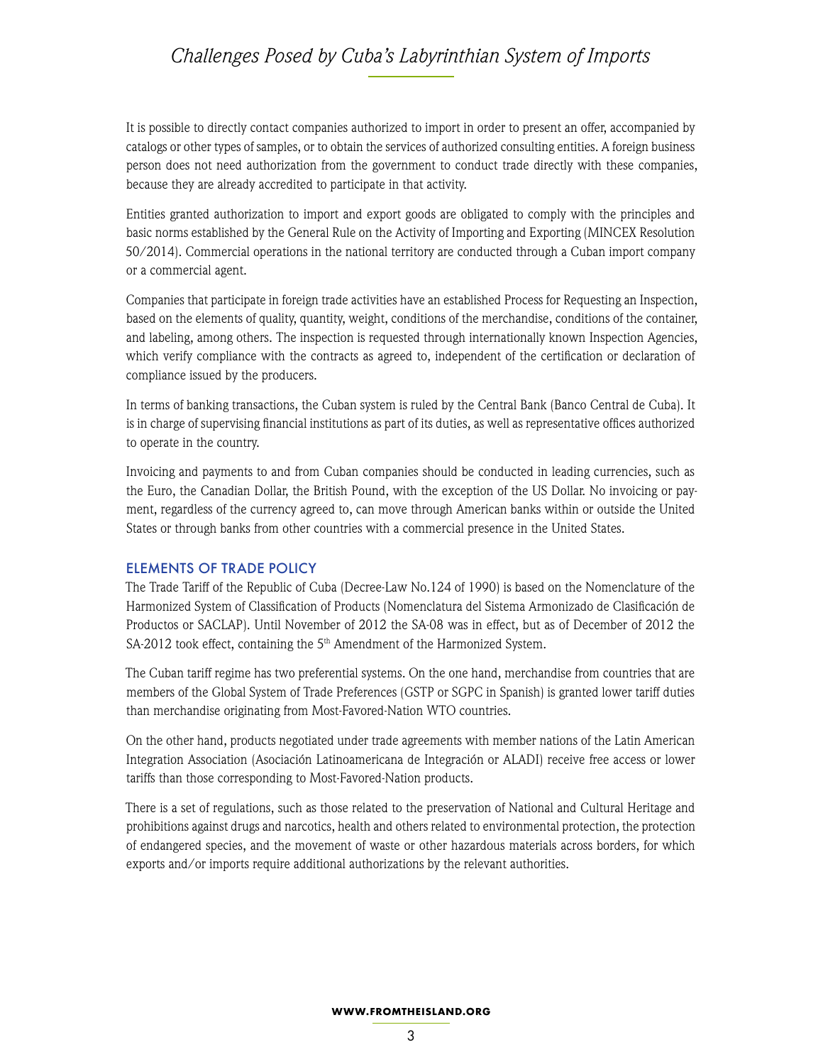It is possible to directly contact companies authorized to import in order to present an offer, accompanied by catalogs or other types of samples, or to obtain the services of authorized consulting entities. A foreign business person does not need authorization from the government to conduct trade directly with these companies, because they are already accredited to participate in that activity.

Entities granted authorization to import and export goods are obligated to comply with the principles and basic norms established by the General Rule on the Activity of Importing and Exporting (MINCEX Resolution 50/2014). Commercial operations in the national territory are conducted through a Cuban import company or a commercial agent.

Companies that participate in foreign trade activities have an established Process for Requesting an Inspection, based on the elements of quality, quantity, weight, conditions of the merchandise, conditions of the container, and labeling, among others. The inspection is requested through internationally known Inspection Agencies, which verify compliance with the contracts as agreed to, independent of the certification or declaration of compliance issued by the producers.

In terms of banking transactions, the Cuban system is ruled by the Central Bank (Banco Central de Cuba). It is in charge of supervising financial institutions as part of its duties, as well as representative offices authorized to operate in the country.

Invoicing and payments to and from Cuban companies should be conducted in leading currencies, such as the Euro, the Canadian Dollar, the British Pound, with the exception of the US Dollar. No invoicing or payment, regardless of the currency agreed to, can move through American banks within or outside the United States or through banks from other countries with a commercial presence in the United States.

## ELEMENTS OF TRADE POLICY

The Trade Tariff of the Republic of Cuba (Decree-Law No.124 of 1990) is based on the Nomenclature of the Harmonized System of Classification of Products (Nomenclatura del Sistema Armonizado de Clasificación de Productos or SACLAP). Until November of 2012 the SA-08 was in effect, but as of December of 2012 the SA-2012 took effect, containing the 5th Amendment of the Harmonized System.

The Cuban tariff regime has two preferential systems. On the one hand, merchandise from countries that are members of the Global System of Trade Preferences (GSTP or SGPC in Spanish) is granted lower tariff duties than merchandise originating from Most-Favored-Nation WTO countries.

On the other hand, products negotiated under trade agreements with member nations of the Latin American Integration Association (Asociación Latinoamericana de Integración or ALADI) receive free access or lower tariffs than those corresponding to Most-Favored-Nation products.

There is a set of regulations, such as those related to the preservation of National and Cultural Heritage and prohibitions against drugs and narcotics, health and others related to environmental protection, the protection of endangered species, and the movement of waste or other hazardous materials across borders, for which exports and/or imports require additional authorizations by the relevant authorities.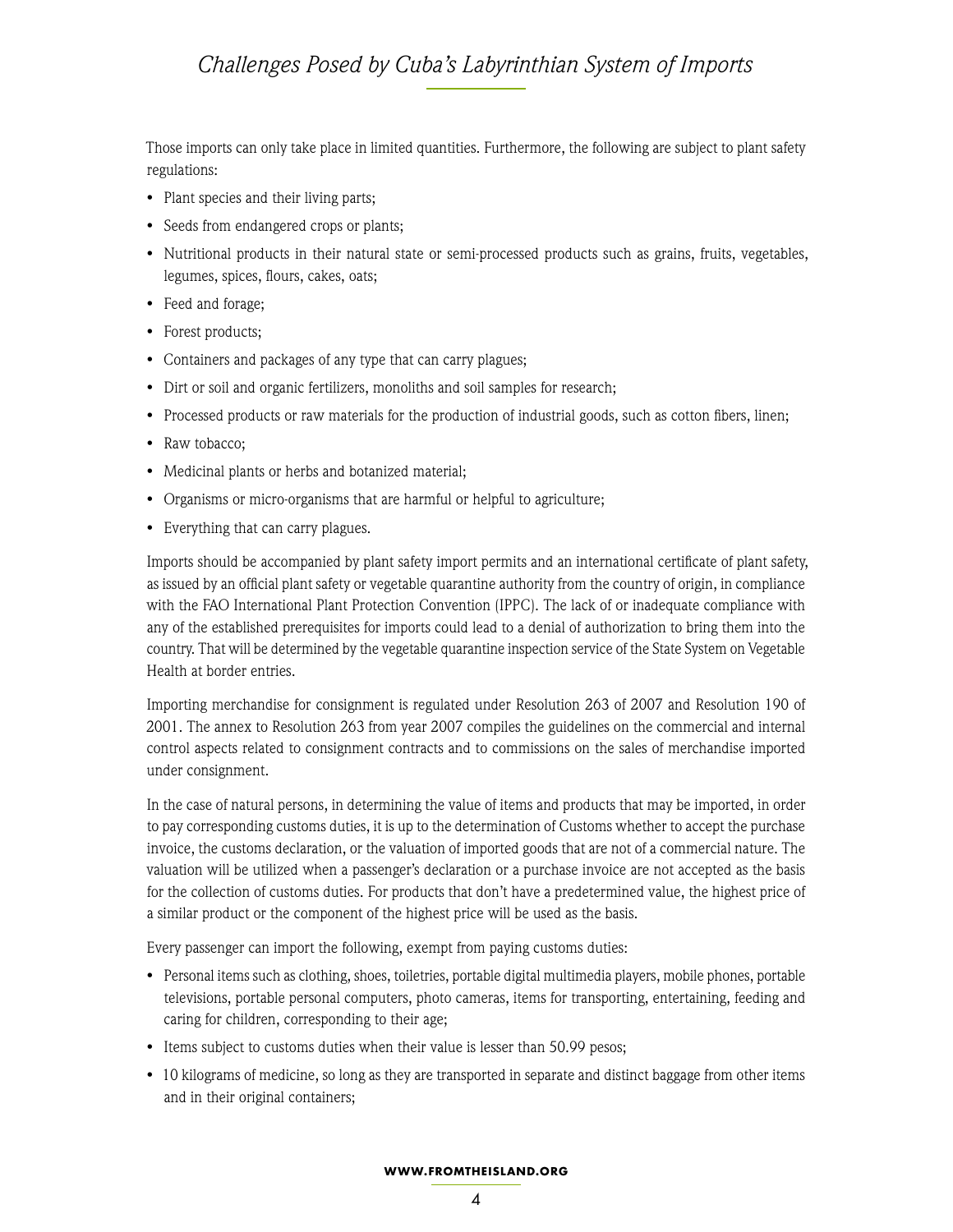Those imports can only take place in limited quantities. Furthermore, the following are subject to plant safety regulations:

- Plant species and their living parts;
- Seeds from endangered crops or plants;
- Nutritional products in their natural state or semi-processed products such as grains, fruits, vegetables, legumes, spices, flours, cakes, oats;
- Feed and forage;
- Forest products;
- Containers and packages of any type that can carry plagues;
- Dirt or soil and organic fertilizers, monoliths and soil samples for research;
- Processed products or raw materials for the production of industrial goods, such as cotton fibers, linen;
- Raw tobacco;
- Medicinal plants or herbs and botanized material;
- Organisms or micro-organisms that are harmful or helpful to agriculture;
- Everything that can carry plagues.

Imports should be accompanied by plant safety import permits and an international certificate of plant safety, as issued by an official plant safety or vegetable quarantine authority from the country of origin, in compliance with the FAO International Plant Protection Convention (IPPC). The lack of or inadequate compliance with any of the established prerequisites for imports could lead to a denial of authorization to bring them into the country. That will be determined by the vegetable quarantine inspection service of the State System on Vegetable Health at border entries.

Importing merchandise for consignment is regulated under Resolution 263 of 2007 and Resolution 190 of 2001. The annex to Resolution 263 from year 2007 compiles the guidelines on the commercial and internal control aspects related to consignment contracts and to commissions on the sales of merchandise imported under consignment.

In the case of natural persons, in determining the value of items and products that may be imported, in order to pay corresponding customs duties, it is up to the determination of Customs whether to accept the purchase invoice, the customs declaration, or the valuation of imported goods that are not of a commercial nature. The valuation will be utilized when a passenger's declaration or a purchase invoice are not accepted as the basis for the collection of customs duties. For products that don't have a predetermined value, the highest price of a similar product or the component of the highest price will be used as the basis.

Every passenger can import the following, exempt from paying customs duties:

- Personal items such as clothing, shoes, toiletries, portable digital multimedia players, mobile phones, portable televisions, portable personal computers, photo cameras, items for transporting, entertaining, feeding and caring for children, corresponding to their age;
- Items subject to customs duties when their value is lesser than 50.99 pesos;
- 10 kilograms of medicine, so long as they are transported in separate and distinct baggage from other items and in their original containers;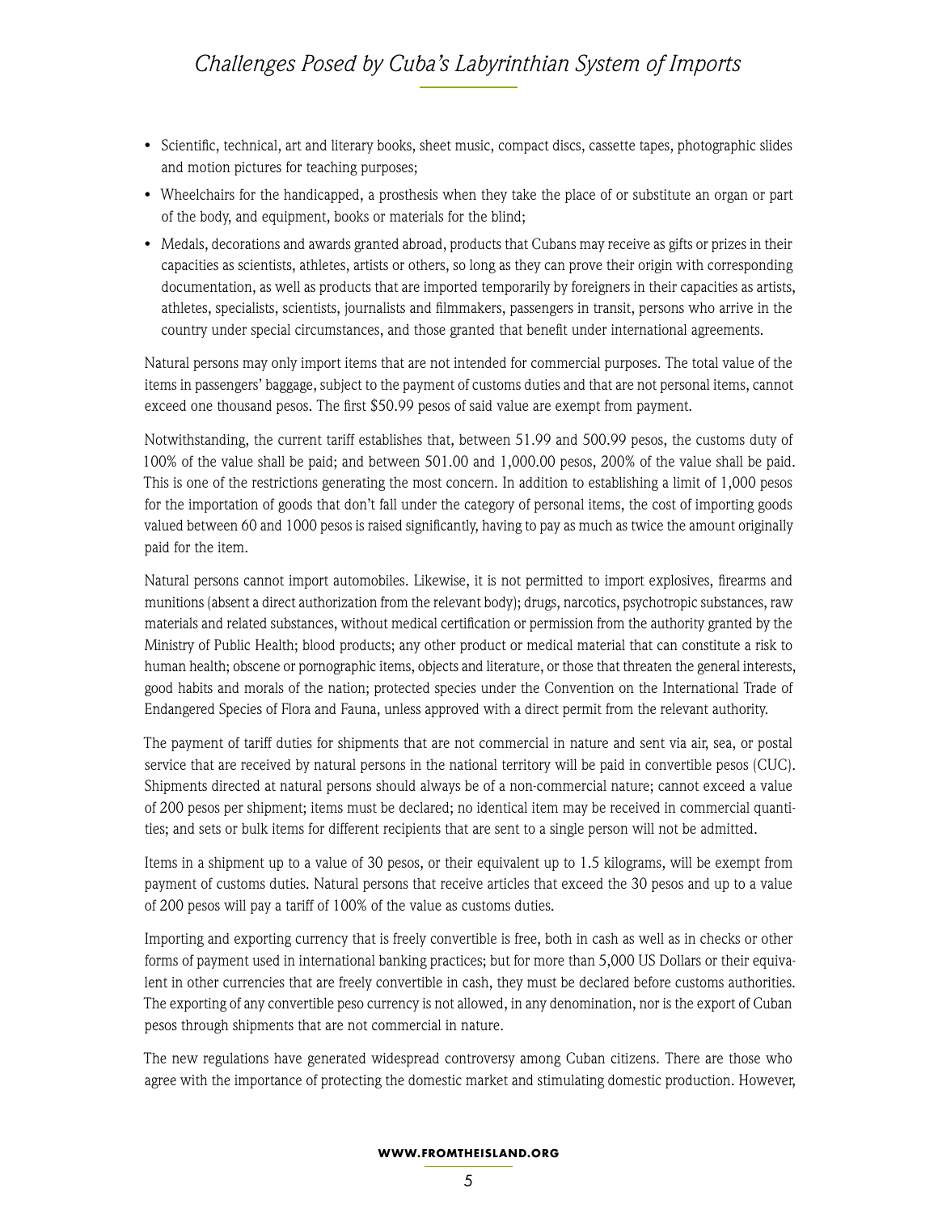- Scientific, technical, art and literary books, sheet music, compact discs, cassette tapes, photographic slides and motion pictures for teaching purposes;
- Wheelchairs for the handicapped, a prosthesis when they take the place of or substitute an organ or part of the body, and equipment, books or materials for the blind;
- Medals, decorations and awards granted abroad, products that Cubans may receive as gifts or prizes in their capacities as scientists, athletes, artists or others, so long as they can prove their origin with corresponding documentation, as well as products that are imported temporarily by foreigners in their capacities as artists, athletes, specialists, scientists, journalists and filmmakers, passengers in transit, persons who arrive in the country under special circumstances, and those granted that benefit under international agreements.

Natural persons may only import items that are not intended for commercial purposes. The total value of the items in passengers' baggage, subject to the payment of customs duties and that are not personal items, cannot exceed one thousand pesos. The first $50.99 pesos of said value are exempt from payment.

Notwithstanding, the current tariff establishes that, between 51.99 and 500.99 pesos, the customs duty of 100% of the value shall be paid; and between 501.00 and 1,000.00 pesos, 200% of the value shall be paid. This is one of the restrictions generating the most concern. In addition to establishing a limit of 1,000 pesos for the importation of goods that don't fall under the category of personal items, the cost of importing goods valued between 60 and 1000 pesos is raised significantly, having to pay as much as twice the amount originally paid for the item.

Natural persons cannot import automobiles. Likewise, it is not permitted to import explosives, firearms and munitions (absent a direct authorization from the relevant body); drugs, narcotics, psychotropic substances, raw materials and related substances, without medical certification or permission from the authority granted by the Ministry of Public Health; blood products; any other product or medical material that can constitute a risk to human health; obscene or pornographic items, objects and literature, or those that threaten the general interests, good habits and morals of the nation; protected species under the Convention on the International Trade of Endangered Species of Flora and Fauna, unless approved with a direct permit from the relevant authority.

The payment of tariff duties for shipments that are not commercial in nature and sent via air, sea, or postal service that are received by natural persons in the national territory will be paid in convertible pesos (CUC). Shipments directed at natural persons should always be of a non-commercial nature; cannot exceed a value of 200 pesos per shipment; items must be declared; no identical item may be received in commercial quantities; and sets or bulk items for different recipients that are sent to a single person will not be admitted.

Items in a shipment up to a value of 30 pesos, or their equivalent up to 1.5 kilograms, will be exempt from payment of customs duties. Natural persons that receive articles that exceed the 30 pesos and up to a value of 200 pesos will pay a tariff of 100% of the value as customs duties.

Importing and exporting currency that is freely convertible is free, both in cash as well as in checks or other forms of payment used in international banking practices; but for more than 5,000 US Dollars or their equivalent in other currencies that are freely convertible in cash, they must be declared before customs authorities. The exporting of any convertible peso currency is not allowed, in any denomination, nor is the export of Cuban pesos through shipments that are not commercial in nature.

The new regulations have generated widespread controversy among Cuban citizens. There are those who agree with the importance of protecting the domestic market and stimulating domestic production. However,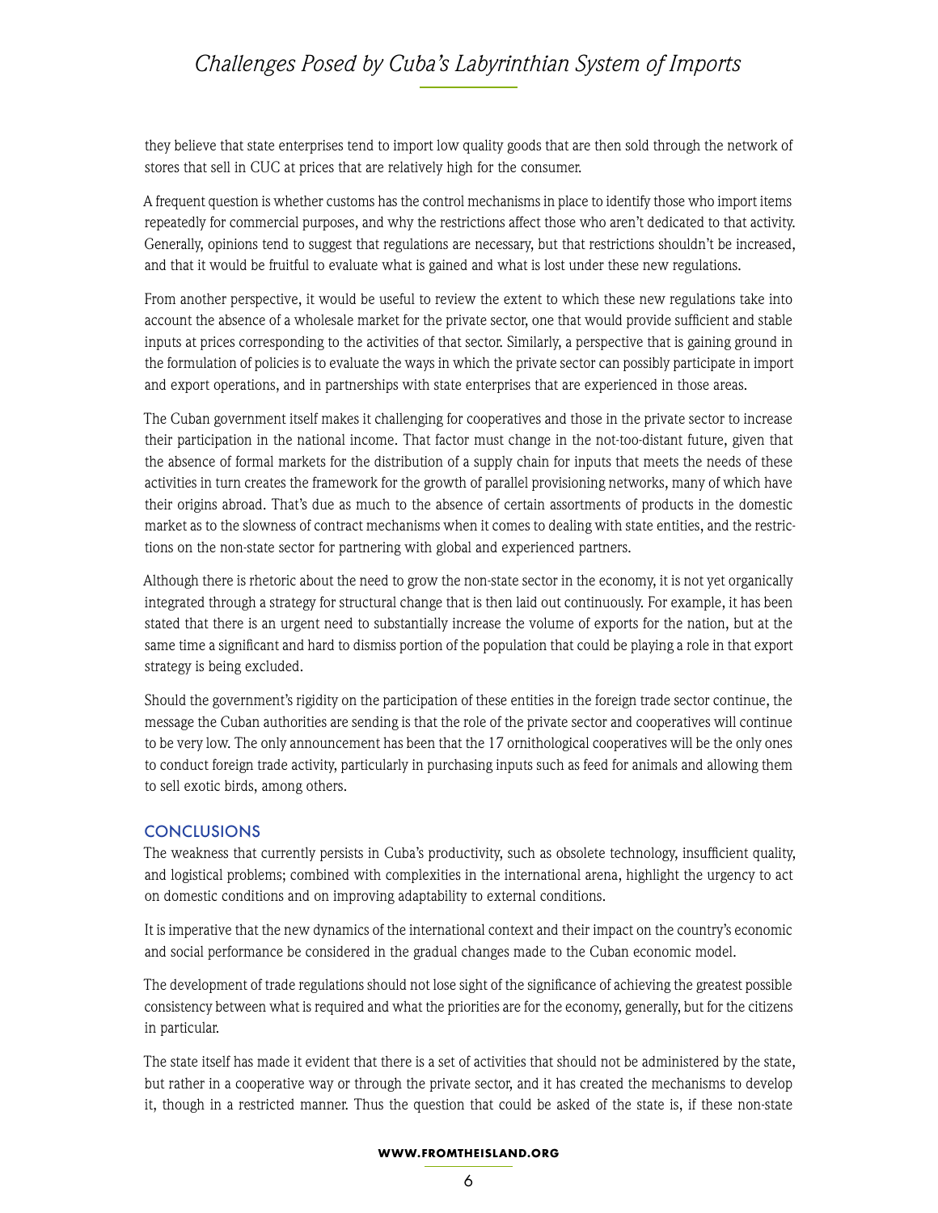they believe that state enterprises tend to import low quality goods that are then sold through the network of stores that sell in CUC at prices that are relatively high for the consumer.

A frequent question is whether customs has the control mechanisms in place to identify those who import items repeatedly for commercial purposes, and why the restrictions affect those who aren't dedicated to that activity. Generally, opinions tend to suggest that regulations are necessary, but that restrictions shouldn't be increased, and that it would be fruitful to evaluate what is gained and what is lost under these new regulations.

From another perspective, it would be useful to review the extent to which these new regulations take into account the absence of a wholesale market for the private sector, one that would provide sufficient and stable inputs at prices corresponding to the activities of that sector. Similarly, a perspective that is gaining ground in the formulation of policies is to evaluate the ways in which the private sector can possibly participate in import and export operations, and in partnerships with state enterprises that are experienced in those areas.

The Cuban government itself makes it challenging for cooperatives and those in the private sector to increase their participation in the national income. That factor must change in the not-too-distant future, given that the absence of formal markets for the distribution of a supply chain for inputs that meets the needs of these activities in turn creates the framework for the growth of parallel provisioning networks, many of which have their origins abroad. That's due as much to the absence of certain assortments of products in the domestic market as to the slowness of contract mechanisms when it comes to dealing with state entities, and the restrictions on the non-state sector for partnering with global and experienced partners.

Although there is rhetoric about the need to grow the non-state sector in the economy, it is not yet organically integrated through a strategy for structural change that is then laid out continuously. For example, it has been stated that there is an urgent need to substantially increase the volume of exports for the nation, but at the same time a significant and hard to dismiss portion of the population that could be playing a role in that export strategy is being excluded.

Should the government's rigidity on the participation of these entities in the foreign trade sector continue, the message the Cuban authorities are sending is that the role of the private sector and cooperatives will continue to be very low. The only announcement has been that the 17 ornithological cooperatives will be the only ones to conduct foreign trade activity, particularly in purchasing inputs such as feed for animals and allowing them to sell exotic birds, among others.

## CONCLUSIONS

The weakness that currently persists in Cuba's productivity, such as obsolete technology, insufficient quality, and logistical problems; combined with complexities in the international arena, highlight the urgency to act on domestic conditions and on improving adaptability to external conditions.

It is imperative that the new dynamics of the international context and their impact on the country's economic and social performance be considered in the gradual changes made to the Cuban economic model.

The development of trade regulations should not lose sight of the significance of achieving the greatest possible consistency between what is required and what the priorities are for the economy, generally, but for the citizens in particular.

The state itself has made it evident that there is a set of activities that should not be administered by the state, but rather in a cooperative way or through the private sector, and it has created the mechanisms to develop it, though in a restricted manner. Thus the question that could be asked of the state is, if these non-state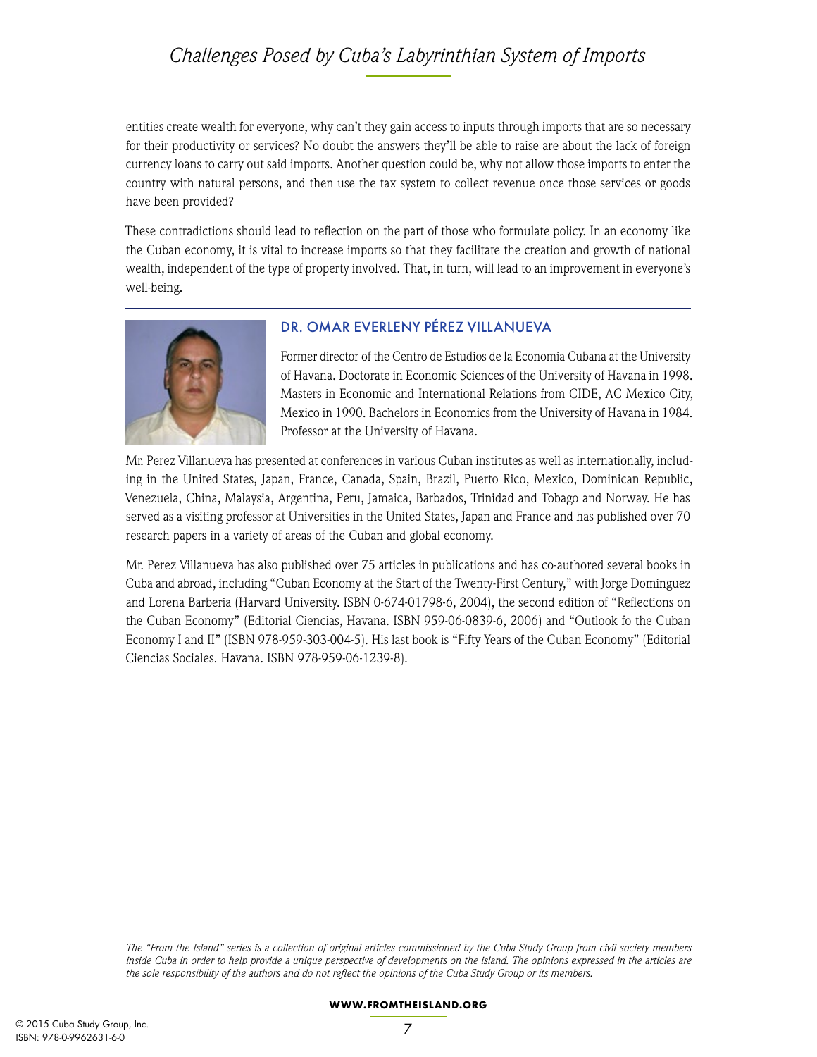entities create wealth for everyone, why can't they gain access to inputs through imports that are so necessary for their productivity or services? No doubt the answers they'll be able to raise are about the lack of foreign currency loans to carry out said imports. Another question could be, why not allow those imports to enter the country with natural persons, and then use the tax system to collect revenue once those services or goods have been provided?

These contradictions should lead to reflection on the part of those who formulate policy. In an economy like the Cuban economy, it is vital to increase imports so that they facilitate the creation and growth of national wealth, independent of the type of property involved. That, in turn, will lead to an improvement in everyone's well-being.

---

## DR. OMAR EVERLENY PÉREZ VILLANUEVA

Former director of the Centro de Estudios de la Economia Cubana at the University of Havana. Doctorate in Economic Sciences of the University of Havana in 1998. Masters in Economic and International Relations from CIDE, AC Mexico City, Mexico in 1990. Bachelors in Economics from the University of Havana in 1984. Professor at the University of Havana.

Mr. Perez Villanueva has presented at conferences in various Cuban institutes as well as internationally, including in the United States, Japan, France, Canada, Spain, Brazil, Puerto Rico, Mexico, Dominican Republic, Venezuela, China, Malaysia, Argentina, Peru, Jamaica, Barbados, Trinidad and Tobago and Norway. He has served as a visiting professor at Universities in the United States, Japan and France and has published over 70 research papers in a variety of areas of the Cuban and global economy.

Mr. Perez Villanueva has also published over 75 articles in publications and has co-authored several books in Cuba and abroad, including "Cuban Economy at the Start of the Twenty-First Century," with Jorge Dominguez and Lorena Barberia (Harvard University. ISBN 0-674-01798-6, 2004), the second edition of "Reflections on the Cuban Economy" (Editorial Ciencias, Havana. ISBN 959-06-0839-6, 2006) and "Outlook fo the Cuban Economy I and II" (ISBN 978-959-303-004-5). His last book is "Fifty Years of the Cuban Economy" (Editorial Ciencias Sociales. Havana. ISBN 978-959-06-1239-8).

*The "From the Island" series is a collection of original articles commissioned by the Cuba Study Group from civil society members inside Cuba in order to help provide a unique perspective of developments on the island. The opinions expressed in the articles are the sole responsibility of the authors and do not reflect the opinions of the Cuba Study Group or its members.*

**WWW.FROMTHEISLAND.ORG**

© 2015 Cuba Study Group, Inc.
ISBN: 978-0-9962631-6-0